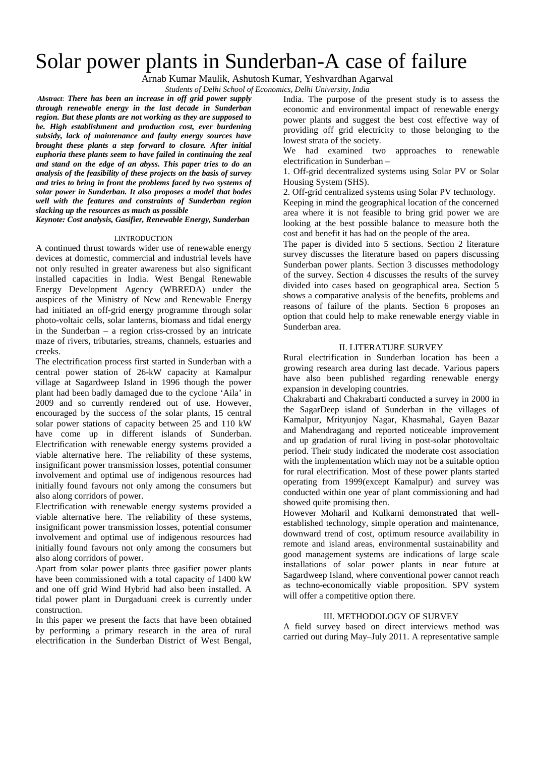# Solar power plants in Sunderban-A case of failure

Arnab Kumar Maulik, Ashutosh Kumar, Yeshvardhan Agarwal

*Students of Delhi School of Economics, Delhi University, India*

*Abstract*: ***There has been an increase in off grid power supply through renewable energy in the last decade in Sunderban region. But these plants are not working as they are supposed to be. High establishment and production cost, ever burdening subsidy, lack of maintenance and faulty energy sources have brought these plants a step forward to closure. After initial euphoria these plants seem to have failed in continuing the zeal and stand on the edge of an abyss. This paper tries to do an analysis of the feasibility of these projects on the basis of survey and tries to bring in front the problems faced by two systems of solar power in Sunderban. It also proposes a model that bodes well with the features and constraints of Sunderban region slacking up the resources as much as possible***

***Keynote: Cost analysis, Gasifier, Renewable Energy, Sunderban***

## I.INTRODUCTION

A continued thrust towards wider use of renewable energy devices at domestic, commercial and industrial levels have not only resulted in greater awareness but also significant installed capacities in India. West Bengal Renewable Energy Development Agency (WBREDA) under the auspices of the Ministry of New and Renewable Energy had initiated an off-grid energy programme through solar photo-voltaic cells, solar lanterns, biomass and tidal energy in the Sunderban – a region criss-crossed by an intricate maze of rivers, tributaries, streams, channels, estuaries and creeks.

The electrification process first started in Sunderban with a central power station of 26-kW capacity at Kamalpur village at Sagardweep Island in 1996 though the power plant had been badly damaged due to the cyclone 'Aila' in 2009 and so currently rendered out of use. However, encouraged by the success of the solar plants, 15 central solar power stations of capacity between 25 and 110 kW have come up in different islands of Sunderban. Electrification with renewable energy systems provided a viable alternative here. The reliability of these systems, insignificant power transmission losses, potential consumer involvement and optimal use of indigenous resources had initially found favours not only among the consumers but also along corridors of power.

Electrification with renewable energy systems provided a viable alternative here. The reliability of these systems, insignificant power transmission losses, potential consumer involvement and optimal use of indigenous resources had initially found favours not only among the consumers but also along corridors of power.

Apart from solar power plants three gasifier power plants have been commissioned with a total capacity of 1400 kW and one off grid Wind Hybrid had also been installed. A tidal power plant in Durgaduani creek is currently under construction.

In this paper we present the facts that have been obtained by performing a primary research in the area of rural electrification in the Sunderban District of West Bengal, India. The purpose of the present study is to assess the economic and environmental impact of renewable energy power plants and suggest the best cost effective way of providing off grid electricity to those belonging to the lowest strata of the society.

We had examined two approaches to renewable electrification in Sunderban –

1. Off-grid decentralized systems using Solar PV or Solar Housing System (SHS).
2. Off-grid centralized systems using Solar PV technology.

Keeping in mind the geographical location of the concerned area where it is not feasible to bring grid power we are looking at the best possible balance to measure both the cost and benefit it has had on the people of the area.

The paper is divided into 5 sections. Section 2 literature survey discusses the literature based on papers discussing Sunderban power plants. Section 3 discusses methodology of the survey. Section 4 discusses the results of the survey divided into cases based on geographical area. Section 5 shows a comparative analysis of the benefits, problems and reasons of failure of the plants. Section 6 proposes an option that could help to make renewable energy viable in Sunderban area.

## II. LITERATURE SURVEY

Rural electrification in Sunderban location has been a growing research area during last decade. Various papers have also been published regarding renewable energy expansion in developing countries.

Chakrabarti and Chakrabarti conducted a survey in 2000 in the SagarDeep island of Sunderban in the villages of Kamalpur, Mrityunjoy Nagar, Khasmahal, Gayen Bazar and Mahendragang and reported noticeable improvement and up gradation of rural living in post-solar photovoltaic period. Their study indicated the moderate cost association with the implementation which may not be a suitable option for rural electrification. Most of these power plants started operating from 1999(except Kamalpur) and survey was conducted within one year of plant commissioning and had showed quite promising then.

However Moharil and Kulkarni demonstrated that well-established technology, simple operation and maintenance, downward trend of cost, optimum resource availability in remote and island areas, environmental sustainability and good management systems are indications of large scale installations of solar power plants in near future at Sagardweep Island, where conventional power cannot reach as techno-economically viable proposition. SPV system will offer a competitive option there.

## III. METHODOLOGY OF SURVEY

A field survey based on direct interviews method was carried out during May–July 2011. A representative sample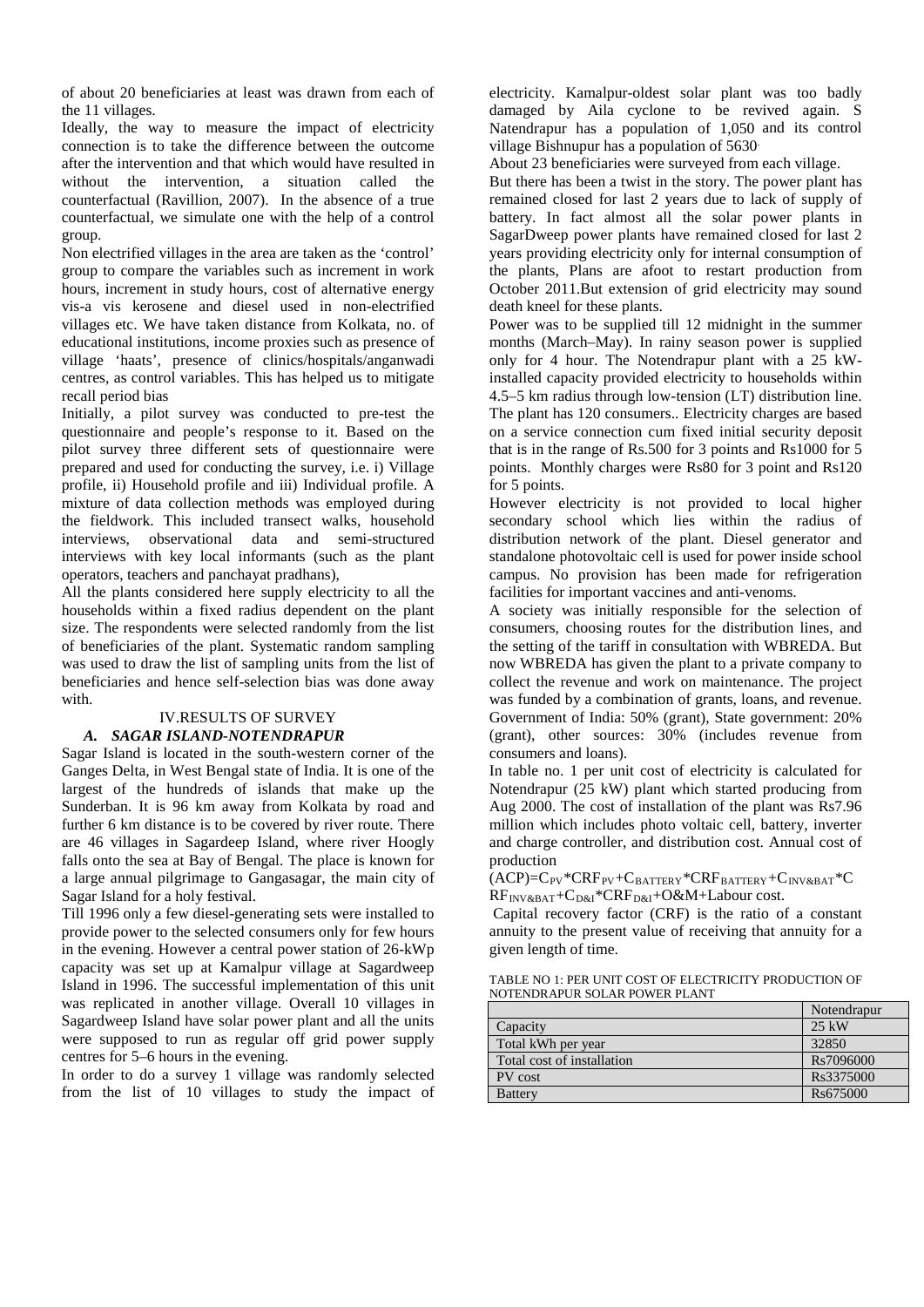of about 20 beneficiaries at least was drawn from each of the 11 villages.

Ideally, the way to measure the impact of electricity connection is to take the difference between the outcome after the intervention and that which would have resulted in without the intervention, a situation called the counterfactual (Ravillion, 2007). In the absence of a true counterfactual, we simulate one with the help of a control group.

Non electrified villages in the area are taken as the 'control' group to compare the variables such as increment in work hours, increment in study hours, cost of alternative energy vis-a vis kerosene and diesel used in non-electrified villages etc. We have taken distance from Kolkata, no. of educational institutions, income proxies such as presence of village 'haats', presence of clinics/hospitals/anganwadi centres, as control variables. This has helped us to mitigate recall period bias

Initially, a pilot survey was conducted to pre-test the questionnaire and people's response to it. Based on the pilot survey three different sets of questionnaire were prepared and used for conducting the survey, i.e. i) Village profile, ii) Household profile and iii) Individual profile. A mixture of data collection methods was employed during the fieldwork. This included transect walks, household interviews, observational data and semi-structured interviews with key local informants (such as the plant operators, teachers and panchayat pradhans),

All the plants considered here supply electricity to all the households within a fixed radius dependent on the plant size. The respondents were selected randomly from the list of beneficiaries of the plant. Systematic random sampling was used to draw the list of sampling units from the list of beneficiaries and hence self-selection bias was done away with.

## IV.RESULTS OF SURVEY

### *A. SAGAR ISLAND-NOTENDRAPUR*

Sagar Island is located in the south-western corner of the Ganges Delta, in West Bengal state of India. It is one of the largest of the hundreds of islands that make up the Sunderban. It is 96 km away from Kolkata by road and further 6 km distance is to be covered by river route. There are 46 villages in Sagardeep Island, where river Hoogly falls onto the sea at Bay of Bengal. The place is known for a large annual pilgrimage to Gangasagar, the main city of Sagar Island for a holy festival.

Till 1996 only a few diesel-generating sets were installed to provide power to the selected consumers only for few hours in the evening. However a central power station of 26-kWp capacity was set up at Kamalpur village at Sagardweep Island in 1996. The successful implementation of this unit was replicated in another village. Overall 10 villages in Sagardweep Island have solar power plant and all the units were supposed to run as regular off grid power supply centres for 5–6 hours in the evening.

In order to do a survey 1 village was randomly selected from the list of 10 villages to study the impact of electricity. Kamalpur-oldest solar plant was too badly damaged by Aila cyclone to be revived again. S Natendrapur has a population of 1,050 and its control village Bishnupur has a population of 5630.

About 23 beneficiaries were surveyed from each village.

But there has been a twist in the story. The power plant has remained closed for last 2 years due to lack of supply of battery. In fact almost all the solar power plants in SagarDweep power plants have remained closed for last 2 years providing electricity only for internal consumption of the plants, Plans are afoot to restart production from October 2011.But extension of grid electricity may sound death kneel for these plants.

Power was to be supplied till 12 midnight in the summer months (March–May). In rainy season power is supplied only for 4 hour. The Notendrapur plant with a 25 kW-installed capacity provided electricity to households within 4.5–5 km radius through low-tension (LT) distribution line. The plant has 120 consumers.. Electricity charges are based on a service connection cum fixed initial security deposit that is in the range of Rs.500 for 3 points and Rs1000 for 5 points. Monthly charges were Rs80 for 3 point and Rs120 for 5 points.

However electricity is not provided to local higher secondary school which lies within the radius of distribution network of the plant. Diesel generator and standalone photovoltaic cell is used for power inside school campus. No provision has been made for refrigeration facilities for important vaccines and anti-venoms.

A society was initially responsible for the selection of consumers, choosing routes for the distribution lines, and the setting of the tariff in consultation with WBREDA. But now WBREDA has given the plant to a private company to collect the revenue and work on maintenance. The project was funded by a combination of grants, loans, and revenue. Government of India: 50% (grant), State government: 20% (grant), other sources: 30% (includes revenue from consumers and loans).

In table no. 1 per unit cost of electricity is calculated for Notendrapur (25 kW) plant which started producing from Aug 2000. The cost of installation of the plant was Rs7.96 million which includes photo voltaic cell, battery, inverter and charge controller, and distribution cost. Annual cost of production

$(ACP)=C_{PV}*CRF_{PV}+C_{BATTERY}*CRF_{BATTERY}+C_{INV\&BAT}*CRF_{INV\&BAT}+C_{D\&I}*CRF_{D\&I}+O\&M+\text{Labour cost}.$

Capital recovery factor (CRF) is the ratio of a constant annuity to the present value of receiving that annuity for a given length of time.

TABLE NO 1: PER UNIT COST OF ELECTRICITY PRODUCTION OF NOTENDRAPUR SOLAR POWER PLANT

| | Notendrapur |
|---|---|
| Capacity | 25 kW |
| Total kWh per year | 32850 |
| Total cost of installation | Rs7096000 |
| PV cost | Rs3375000 |
| Battery | Rs675000 |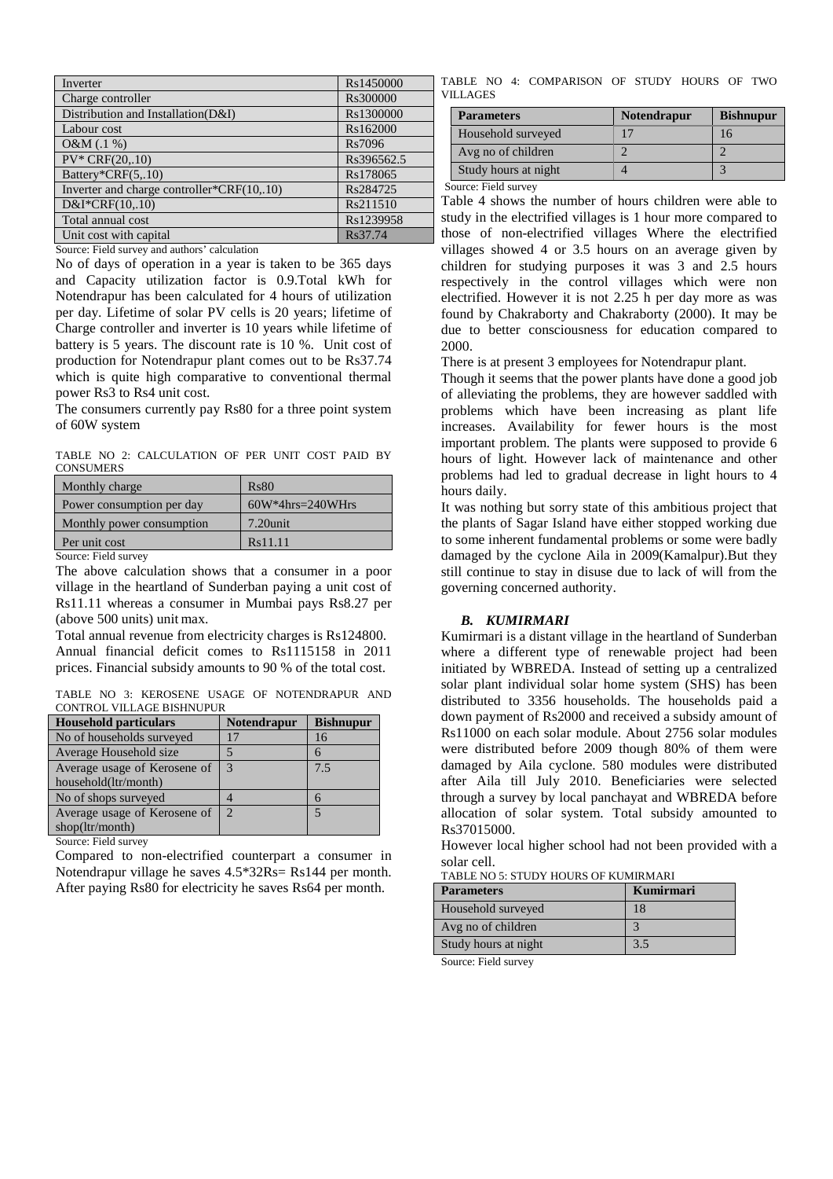| Inverter | Rs1450000 |
|---|---|
| Charge controller | Rs300000 |
| Distribution and Installation(D&I) | Rs1300000 |
| Labour cost | Rs162000 |
| O&M (.1 %) | Rs7096 |
| PV* CRF(20,.10) | Rs396562.5 |
| Battery*CRF(5,.10) | Rs178065 |
| Inverter and charge controller*CRF(10,.10) | Rs284725 |
| D&I*CRF(10,.10) | Rs211510 |
| Total annual cost | Rs1239958 |
| Unit cost with capital | Rs37.74 |

Source: Field survey and authors' calculation

No of days of operation in a year is taken to be 365 days and Capacity utilization factor is 0.9.Total kWh for Notendrapur has been calculated for 4 hours of utilization per day. Lifetime of solar PV cells is 20 years; lifetime of Charge controller and inverter is 10 years while lifetime of battery is 5 years. The discount rate is 10 %. Unit cost of production for Notendrapur plant comes out to be Rs37.74 which is quite high comparative to conventional thermal power Rs3 to Rs4 unit cost.

The consumers currently pay Rs80 for a three point system of 60W system

TABLE NO 2: CALCULATION OF PER UNIT COST PAID BY CONSUMERS

| Monthly charge | Rs80 |
|---|---|
| Power consumption per day | 60W*4hrs=240WHrs |
| Monthly power consumption | 7.20unit |
| Per unit cost | Rs11.11 |

Source: Field survey

The above calculation shows that a consumer in a poor village in the heartland of Sunderban paying a unit cost of Rs11.11 whereas a consumer in Mumbai pays Rs8.27 per (above 500 units) unit max.

Total annual revenue from electricity charges is Rs124800. Annual financial deficit comes to Rs1115158 in 2011 prices. Financial subsidy amounts to 90 % of the total cost.

TABLE NO 3: KEROSENE USAGE OF NOTENDRAPUR AND CONTROL VILLAGE BISHNUPUR

| Household particulars | Notendrapur | Bishnupur |
|---|---|---|
| No of households surveyed | 17 | 16 |
| Average Household size | 5 | 6 |
| Average usage of Kerosene of household(ltr/month) | 3 | 7.5 |
| No of shops surveyed | 4 | 6 |
| Average usage of Kerosene of shop(ltr/month) | 2 | 5 |

Source: Field survey

Compared to non-electrified counterpart a consumer in Notendrapur village he saves 4.5*32Rs= Rs144 per month. After paying Rs80 for electricity he saves Rs64 per month.

TABLE NO 4: COMPARISON OF STUDY HOURS OF TWO VILLAGES

| Parameters | Notendrapur | Bishnupur |
|---|---|---|
| Household surveyed | 17 | 16 |
| Avg no of children | 2 | 2 |
| Study hours at night | 4 | 3 |

Source: Field survey

Table 4 shows the number of hours children were able to study in the electrified villages is 1 hour more compared to those of non-electrified villages Where the electrified villages showed 4 or 3.5 hours on an average given by children for studying purposes it was 3 and 2.5 hours respectively in the control villages which were non electrified. However it is not 2.25 h per day more as was found by Chakraborty and Chakraborty (2000). It may be due to better consciousness for education compared to 2000.

There is at present 3 employees for Notendrapur plant.

Though it seems that the power plants have done a good job of alleviating the problems, they are however saddled with problems which have been increasing as plant life increases. Availability for fewer hours is the most important problem. The plants were supposed to provide 6 hours of light. However lack of maintenance and other problems had led to gradual decrease in light hours to 4 hours daily.

It was nothing but sorry state of this ambitious project that the plants of Sagar Island have either stopped working due to some inherent fundamental problems or some were badly damaged by the cyclone Aila in 2009(Kamalpur).But they still continue to stay in disuse due to lack of will from the governing concerned authority.

### *B. KUMIRMARI*

Kumirmari is a distant village in the heartland of Sunderban where a different type of renewable project had been initiated by WBREDA. Instead of setting up a centralized solar plant individual solar home system (SHS) has been distributed to 3356 households. The households paid a down payment of Rs2000 and received a subsidy amount of Rs11000 on each solar module. About 2756 solar modules were distributed before 2009 though 80% of them were damaged by Aila cyclone. 580 modules were distributed after Aila till July 2010. Beneficiaries were selected through a survey by local panchayat and WBREDA before allocation of solar system. Total subsidy amounted to Rs37015000.

However local higher school had not been provided with a solar cell.

TABLE NO 5: STUDY HOURS OF KUMIRMARI

| Parameters | Kumirmari |
|---|---|
| Household surveyed | 18 |
| Avg no of children | 3 |
| Study hours at night | 3.5 |

Source: Field survey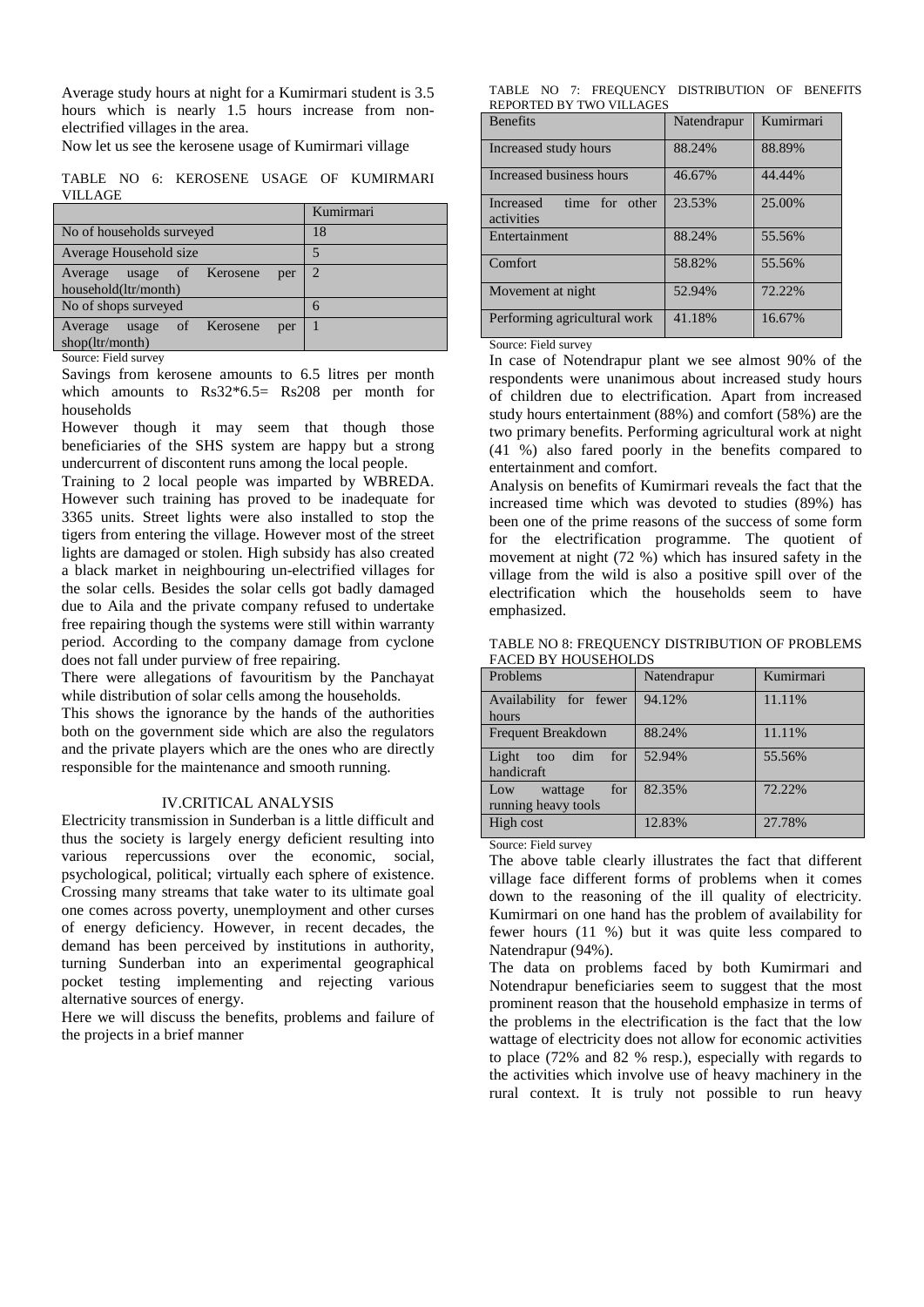Average study hours at night for a Kumirmari student is 3.5 hours which is nearly 1.5 hours increase from non-electrified villages in the area.

Now let us see the kerosene usage of Kumirmari village

TABLE NO 6: KEROSENE USAGE OF KUMIRMARI VILLAGE

| | Kumirmari |
|---|---|
| No of households surveyed | 18 |
| Average Household size | 5 |
| Average usage of Kerosene per household(ltr/month) | 2 |
| No of shops surveyed | 6 |
| Average usage of Kerosene per shop(ltr/month) | 1 |

Source: Field survey

Savings from kerosene amounts to 6.5 litres per month which amounts to Rs32*6.5= Rs208 per month for households

However though it may seem that though those beneficiaries of the SHS system are happy but a strong undercurrent of discontent runs among the local people.

Training to 2 local people was imparted by WBREDA. However such training has proved to be inadequate for 3365 units. Street lights were also installed to stop the tigers from entering the village. However most of the street lights are damaged or stolen. High subsidy has also created a black market in neighbouring un-electrified villages for the solar cells. Besides the solar cells got badly damaged due to Aila and the private company refused to undertake free repairing though the systems were still within warranty period. According to the company damage from cyclone does not fall under purview of free repairing.

There were allegations of favouritism by the Panchayat while distribution of solar cells among the households.

This shows the ignorance by the hands of the authorities both on the government side which are also the regulators and the private players which are the ones who are directly responsible for the maintenance and smooth running.

## IV.CRITICAL ANALYSIS

Electricity transmission in Sunderban is a little difficult and thus the society is largely energy deficient resulting into various repercussions over the economic, social, psychological, political; virtually each sphere of existence. Crossing many streams that take water to its ultimate goal one comes across poverty, unemployment and other curses of energy deficiency. However, in recent decades, the demand has been perceived by institutions in authority, turning Sunderban into an experimental geographical pocket testing implementing and rejecting various alternative sources of energy.

Here we will discuss the benefits, problems and failure of the projects in a brief manner

TABLE NO 7: FREQUENCY DISTRIBUTION OF BENEFITS REPORTED BY TWO VILLAGES

| Benefits | Natendrapur | Kumirmari |
|---|---|---|
| Increased study hours | 88.24% | 88.89% |
| Increased business hours | 46.67% | 44.44% |
| Increased time for other activities | 23.53% | 25.00% |
| Entertainment | 88.24% | 55.56% |
| Comfort | 58.82% | 55.56% |
| Movement at night | 52.94% | 72.22% |
| Performing agricultural work | 41.18% | 16.67% |

Source: Field survey

In case of Notendrapur plant we see almost 90% of the respondents were unanimous about increased study hours of children due to electrification. Apart from increased study hours entertainment (88%) and comfort (58%) are the two primary benefits. Performing agricultural work at night (41 %) also fared poorly in the benefits compared to entertainment and comfort.

Analysis on benefits of Kumirmari reveals the fact that the increased time which was devoted to studies (89%) has been one of the prime reasons of the success of some form for the electrification programme. The quotient of movement at night (72 %) which has insured safety in the village from the wild is also a positive spill over of the electrification which the households seem to have emphasized.

TABLE NO 8: FREQUENCY DISTRIBUTION OF PROBLEMS FACED BY HOUSEHOLDS

| Problems | Natendrapur | Kumirmari |
|---|---|---|
| Availability for fewer hours | 94.12% | 11.11% |
| Frequent Breakdown | 88.24% | 11.11% |
| Light too dim for handicraft | 52.94% | 55.56% |
| Low wattage for running heavy tools | 82.35% | 72.22% |
| High cost | 12.83% | 27.78% |

Source: Field survey

The above table clearly illustrates the fact that different village face different forms of problems when it comes down to the reasoning of the ill quality of electricity. Kumirmari on one hand has the problem of availability for fewer hours (11 %) but it was quite less compared to Natendrapur (94%).

The data on problems faced by both Kumirmari and Notendrapur beneficiaries seem to suggest that the most prominent reason that the household emphasize in terms of the problems in the electrification is the fact that the low wattage of electricity does not allow for economic activities to place (72% and 82 % resp.), especially with regards to the activities which involve use of heavy machinery in the rural context. It is truly not possible to run heavy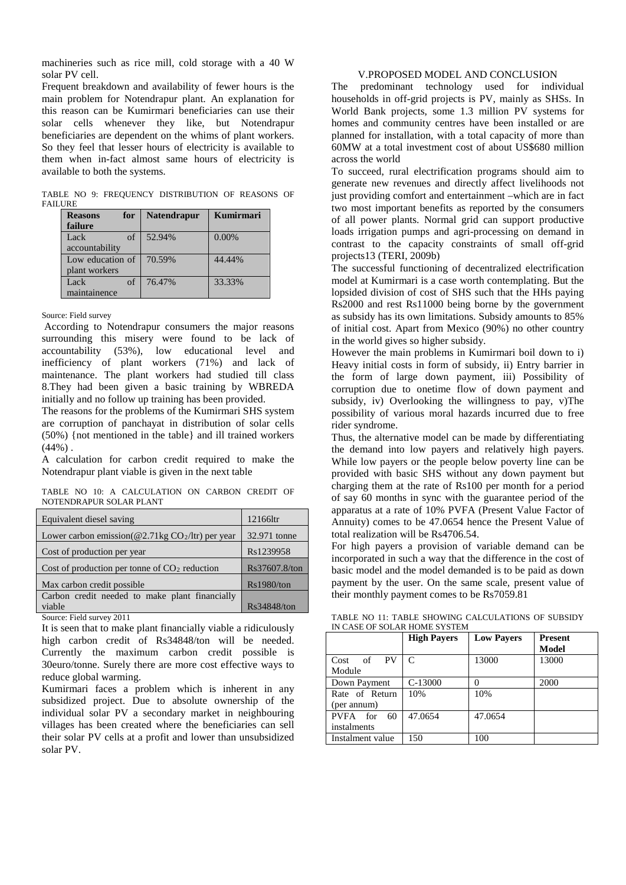machineries such as rice mill, cold storage with a 40 W solar PV cell.

Frequent breakdown and availability of fewer hours is the main problem for Notendrapur plant. An explanation for this reason can be Kumirmari beneficiaries can use their solar cells whenever they like, but Notendrapur beneficiaries are dependent on the whims of plant workers. So they feel that lesser hours of electricity is available to them when in-fact almost same hours of electricity is available to both the systems.

TABLE NO 9: FREQUENCY DISTRIBUTION OF REASONS OF FAILURE

| Reasons for failure | Natendrapur | Kumirmari |
|---|---|---|
| Lack of accountability | 52.94% | 0.00% |
| Low education of plant workers | 70.59% | 44.44% |
| Lack of maintainence | 76.47% | 33.33% |

Source: Field survey

According to Notendrapur consumers the major reasons surrounding this misery were found to be lack of accountability (53%), low educational level and inefficiency of plant workers (71%) and lack of maintenance. The plant workers had studied till class 8.They had been given a basic training by WBREDA initially and no follow up training has been provided.

The reasons for the problems of the Kumirmari SHS system are corruption of panchayat in distribution of solar cells (50%) {not mentioned in the table} and ill trained workers (44%) .

A calculation for carbon credit required to make the Notendrapur plant viable is given in the next table

TABLE NO 10: A CALCULATION ON CARBON CREDIT OF NOTENDRAPUR SOLAR PLANT

| | |
|---|---|
| Equivalent diesel saving | 12166ltr |
| Lower carbon emission(@2.71kg $CO_2$/ltr) per year | 32.971 tonne |
| Cost of production per year | Rs1239958 |
| Cost of production per tonne of $CO_2$ reduction | Rs37607.8/ton |
| Max carbon credit possible | Rs1980/ton |
| Carbon credit needed to make plant financially viable | Rs34848/ton |

Source: Field survey 2011

It is seen that to make plant financially viable a ridiculously high carbon credit of Rs34848/ton will be needed. Currently the maximum carbon credit possible is 30euro/tonne. Surely there are more cost effective ways to reduce global warming.

Kumirmari faces a problem which is inherent in any subsidized project. Due to absolute ownership of the individual solar PV a secondary market in neighbouring villages has been created where the beneficiaries can sell their solar PV cells at a profit and lower than unsubsidized solar PV.

## V.PROPOSED MODEL AND CONCLUSION

The predominant technology used for individual households in off-grid projects is PV, mainly as SHSs. In World Bank projects, some 1.3 million PV systems for homes and community centres have been installed or are planned for installation, with a total capacity of more than 60MW at a total investment cost of about US$680 million across the world

To succeed, rural electrification programs should aim to generate new revenues and directly affect livelihoods not just providing comfort and entertainment –which are in fact two most important benefits as reported by the consumers of all power plants. Normal grid can support productive loads irrigation pumps and agri-processing on demand in contrast to the capacity constraints of small off-grid projects13 (TERI, 2009b)

The successful functioning of decentralized electrification model at Kumirmari is a case worth contemplating. But the lopsided division of cost of SHS such that the HHs paying Rs2000 and rest Rs11000 being borne by the government as subsidy has its own limitations. Subsidy amounts to 85% of initial cost. Apart from Mexico (90%) no other country in the world gives so higher subsidy.

However the main problems in Kumirmari boil down to i) Heavy initial costs in form of subsidy, ii) Entry barrier in the form of large down payment, iii) Possibility of corruption due to onetime flow of down payment and subsidy, iv) Overlooking the willingness to pay, v)The possibility of various moral hazards incurred due to free rider syndrome.

Thus, the alternative model can be made by differentiating the demand into low payers and relatively high payers. While low payers or the people below poverty line can be provided with basic SHS without any down payment but charging them at the rate of Rs100 per month for a period of say 60 months in sync with the guarantee period of the apparatus at a rate of 10% PVFA (Present Value Factor of Annuity) comes to be 47.0654 hence the Present Value of total realization will be Rs4706.54.

For high payers a provision of variable demand can be incorporated in such a way that the difference in the cost of basic model and the model demanded is to be paid as down payment by the user. On the same scale, present value of their monthly payment comes to be Rs7059.81

TABLE NO 11: TABLE SHOWING CALCULATIONS OF SUBSIDY IN CASE OF SOLAR HOME SYSTEM

| | High Payers | Low Payers | Present Model |
|---|---|---|---|
| Cost of PV Module | C | 13000 | 13000 |
| Down Payment | C-13000 | 0 | 2000 |
| Rate of Return (per annum) | 10% | 10% | |
| PVFA for 60 instalments | 47.0654 | 47.0654 | |
| Instalment value | 150 | 100 | |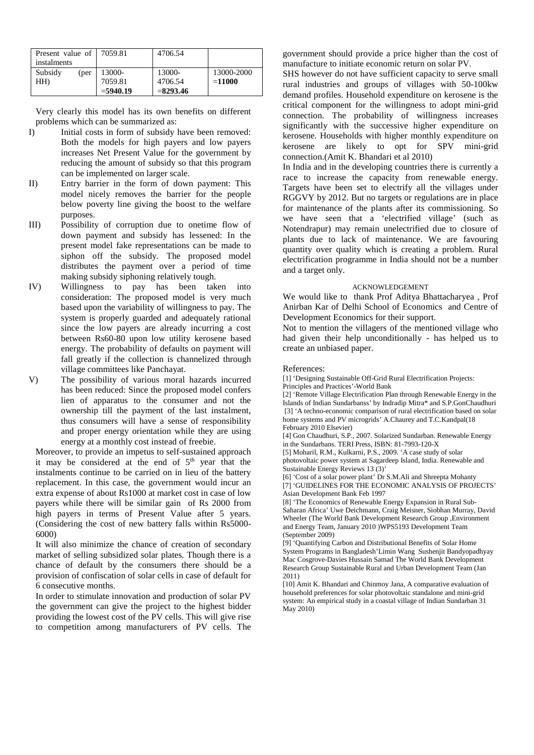| | | | |
|---|---|---|---|
| Present value of instalments | 7059.81 | 4706.54 | |
| Subsidy (per HH) | 13000-7059.81 =**5940.19** | 13000-4706.54 =**8293.46** | 13000-2000 =**11000** |

Very clearly this model has its own benefits on different problems which can be summarized as:

I) Initial costs in form of subsidy have been removed: Both the models for high payers and low payers increases Net Present Value for the government by reducing the amount of subsidy so that this program can be implemented on larger scale.

II) Entry barrier in the form of down payment: This model nicely removes the barrier for the people below poverty line giving the boost to the welfare purposes.

III) Possibility of corruption due to onetime flow of down payment and subsidy has lessened: In the present model fake representations can be made to siphon off the subsidy. The proposed model distributes the payment over a period of time making subsidy siphoning relatively tough.

IV) Willingness to pay has been taken into consideration: The proposed model is very much based upon the variability of willingness to pay. The system is properly guarded and adequately rational since the low payers are already incurring a cost between Rs60-80 upon low utility kerosene based energy. The probability of defaults on payment will fall greatly if the collection is channelized through village committees like Panchayat.

V) The possibility of various moral hazards incurred has been reduced: Since the proposed model confers lien of apparatus to the consumer and not the ownership till the payment of the last instalment, thus consumers will have a sense of responsibility and proper energy orientation while they are using energy at a monthly cost instead of freebie.

Moreover, to provide an impetus to self-sustained approach it may be considered at the end of 5th year that the instalments continue to be carried on in lieu of the battery replacement. In this case, the government would incur an extra expense of about Rs1000 at market cost in case of low payers while there will be similar gain of Rs 2000 from high payers in terms of Present Value after 5 years. (Considering the cost of new battery falls within Rs5000-6000)

It will also minimize the chance of creation of secondary market of selling subsidized solar plates. Though there is a chance of default by the consumers there should be a provision of confiscation of solar cells in case of default for 6 consecutive months.

In order to stimulate innovation and production of solar PV the government can give the project to the highest bidder providing the lowest cost of the PV cells. This will give rise to competition among manufacturers of PV cells. The government should provide a price higher than the cost of manufacture to initiate economic return on solar PV.

SHS however do not have sufficient capacity to serve small rural industries and groups of villages with 50-100kw demand profiles. Household expenditure on kerosene is the critical component for the willingness to adopt mini-grid connection. The probability of willingness increases significantly with the successive higher expenditure on kerosene. Households with higher monthly expenditure on kerosene are likely to opt for SPV mini-grid connection.(Amit K. Bhandari et al 2010)

In India and in the developing countries there is currently a race to increase the capacity from renewable energy. Targets have been set to electrify all the villages under RGGVY by 2012. But no targets or regulations are in place for maintenance of the plants after its commissioning. So we have seen that a 'electrified village' (such as Notendrapur) may remain unelectrified due to closure of plants due to lack of maintenance. We are favouring quantity over quality which is creating a problem. Rural electrification programme in India should not be a number and a target only.

## ACKNOWLEDGEMENT

We would like to thank Prof Aditya Bhattacharyea , Prof Anirban Kar of Delhi School of Economics and Centre of Development Economics for their support.

Not to mention the villagers of the mentioned village who had given their help unconditionally - has helped us to create an unbiased paper.

## References:

[1] 'Designing Sustainable Off-Grid Rural Electrification Projects: Principles and Practices'-World Bank

[2] 'Remote Village Electrification Plan through Renewable Energy in the Islands of Indian Sundarbanss' by Indradip Mitra* and S.P.GonChaudhuri

[3] 'A techno-economic comparison of rural electrification based on solar home systems and PV microgrids' A.Chaurey and T.C.Kandpal(18 February 2010 Elsevier)

[4] Gon Chaudhuri, S.P., 2007. Solarized Sundarban. Renewable Energy in the Sundarbans. TERI Press, ISBN: 81-7993-120-X

[5] Moharil, R.M., Kulkarni, P.S., 2009. 'A case study of solar photovoltaic power system at Sagardeep Island, India. Renewable and Sustainable Energy Reviews 13 (3)'

[6] 'Cost of a solar power plant' Dr S.M.Ali and Shreepta Mohanty

[7] 'GUIDELINES FOR THE ECONOMIC ANALYSIS OF PROJECTS' Asian Development Bank Feb 1997

[8] 'The Economics of Renewable Energy Expansion in Rural Sub-Saharan Africa' Uwe Deichmann, Craig Meisner, Siobhan Murray, David Wheeler (The World Bank Development Research Group ,Environment and Energy Team, January 2010 )WPS5193 Development Team (September 2009)

[9] 'Quantifying Carbon and Distributional Benefits of Solar Home System Programs in Bangladesh'Limin Wang Sushenjit Bandyopadhyay Mac Cosgrove-Davies Hussain Samad The World Bank Development Research Group Sustainable Rural and Urban Development Team (Jan 2011)

[10] Amit K. Bhandari and Chinmoy Jana, A comparative evaluation of household preferences for solar photovoltaic standalone and mini-grid system: An empirical study in a coastal village of Indian Sundarban 31 May 2010)